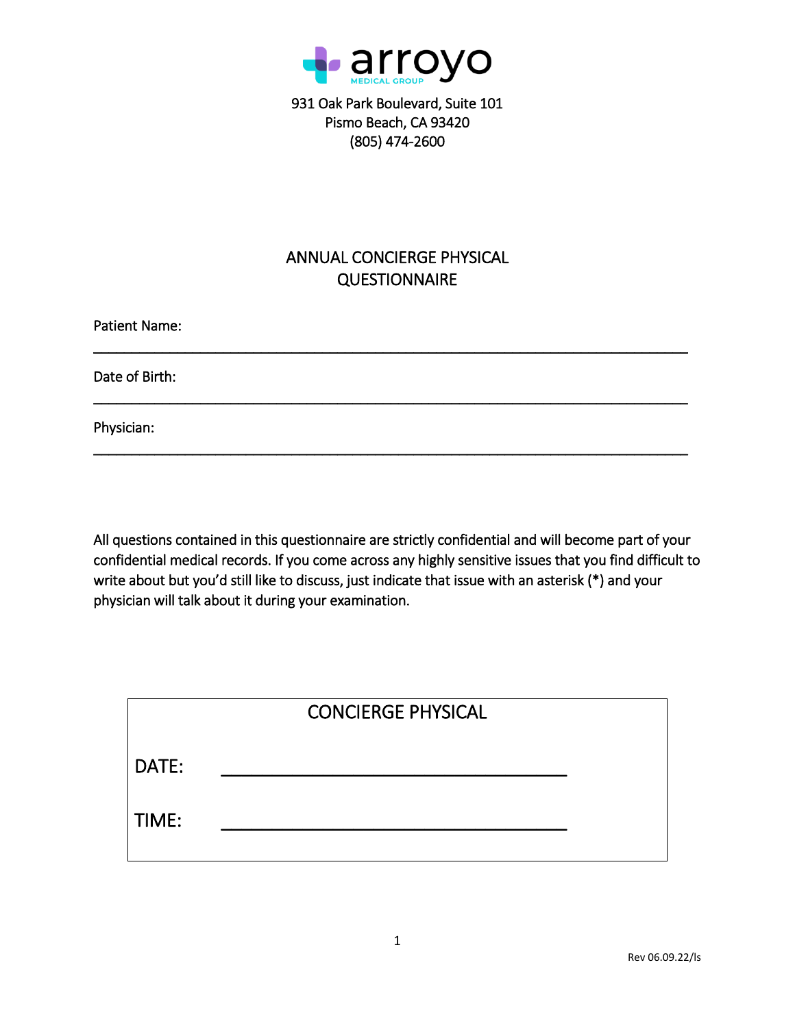arroyo

MEDICAL GROUP

931 Oak Park Boulevard, Suite 101
Pismo Beach, CA 93420
(805) 474-2600

# ANNUAL CONCIERGE PHYSICAL QUESTIONNAIRE

Patient Name:

_______________________________________________________________________________

Date of Birth:

_______________________________________________________________________________

Physician:

_______________________________________________________________________________

All questions contained in this questionnaire are strictly confidential and will become part of your confidential medical records. If you come across any highly sensitive issues that you find difficult to write about but you'd still like to discuss, just indicate that issue with an asterisk (**\***) and your physician will talk about it during your examination.

| CONCIERGE PHYSICAL | |
|---|---|
| DATE: | ______________________________ |
| TIME: | ______________________________ |

Rev 06.09.22/ls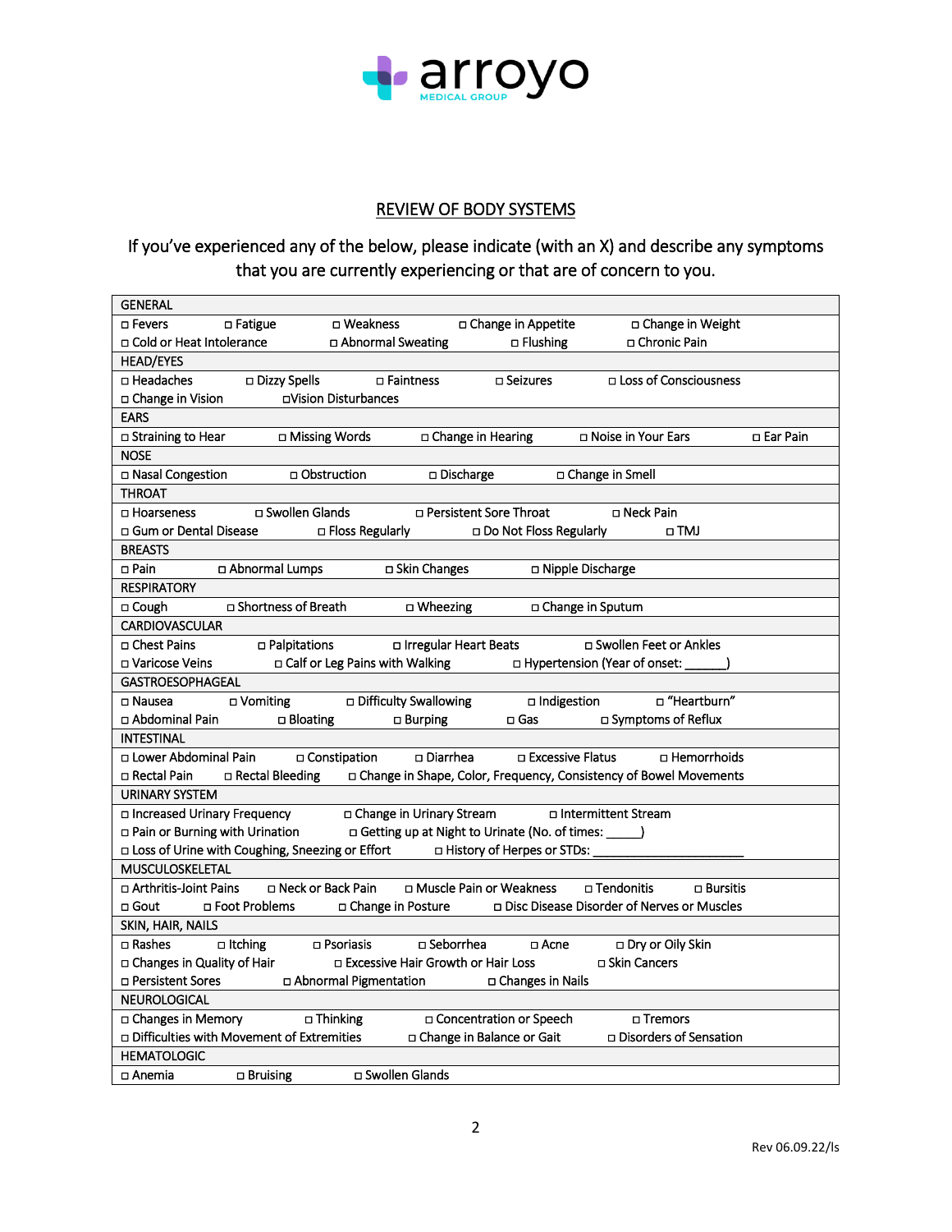arroyo
MEDICAL GROUP

## REVIEW OF BODY SYSTEMS

If you've experienced any of the below, please indicate (with an X) and describe any symptoms that you are currently experiencing or that are of concern to you.

| GENERAL |
|---|
| □ Fevers □ Fatigue □ Weakness □ Change in Appetite □ Change in Weight |
| □ Cold or Heat Intolerance □ Abnormal Sweating □ Flushing □ Chronic Pain |
| **HEAD/EYES** |
| □ Headaches □ Dizzy Spells □ Faintness □ Seizures □ Loss of Consciousness |
| □ Change in Vision □Vision Disturbances |
| **EARS** |
| □ Straining to Hear □ Missing Words □ Change in Hearing □ Noise in Your Ears □ Ear Pain |
| **NOSE** |
| □ Nasal Congestion □ Obstruction □ Discharge □ Change in Smell |
| **THROAT** |
| □ Hoarseness □ Swollen Glands □ Persistent Sore Throat □ Neck Pain |
| □ Gum or Dental Disease □ Floss Regularly □ Do Not Floss Regularly □ TMJ |
| **BREASTS** |
| □ Pain □ Abnormal Lumps □ Skin Changes □ Nipple Discharge |
| **RESPIRATORY** |
| □ Cough □ Shortness of Breath □ Wheezing □ Change in Sputum |
| **CARDIOVASCULAR** |
| □ Chest Pains □ Palpitations □ Irregular Heart Beats □ Swollen Feet or Ankles |
| □ Varicose Veins □ Calf or Leg Pains with Walking □ Hypertension (Year of onset: ______) |
| **GASTROESOPHAGEAL** |
| □ Nausea □ Vomiting □ Difficulty Swallowing □ Indigestion □ "Heartburn" |
| □ Abdominal Pain □ Bloating □ Burping □ Gas □ Symptoms of Reflux |
| **INTESTINAL** |
| □ Lower Abdominal Pain □ Constipation □ Diarrhea □ Excessive Flatus □ Hemorrhoids |
| □ Rectal Pain □ Rectal Bleeding □ Change in Shape, Color, Frequency, Consistency of Bowel Movements |
| **URINARY SYSTEM** |
| □ Increased Urinary Frequency □ Change in Urinary Stream □ Intermittent Stream |
| □ Pain or Burning with Urination □ Getting up at Night to Urinate (No. of times: _____) |
| □ Loss of Urine with Coughing, Sneezing or Effort □ History of Herpes or STDs: ______________________ |
| **MUSCULOSKELETAL** |
| □ Arthritis-Joint Pains □ Neck or Back Pain □ Muscle Pain or Weakness □ Tendonitis □ Bursitis |
| □ Gout □ Foot Problems □ Change in Posture □ Disc Disease Disorder of Nerves or Muscles |
| **SKIN, HAIR, NAILS** |
| □ Rashes □ Itching □ Psoriasis □ Seborrhea □ Acne □ Dry or Oily Skin |
| □ Changes in Quality of Hair □ Excessive Hair Growth or Hair Loss □ Skin Cancers |
| □ Persistent Sores □ Abnormal Pigmentation □ Changes in Nails |
| **NEUROLOGICAL** |
| □ Changes in Memory □ Thinking □ Concentration or Speech □ Tremors |
| □ Difficulties with Movement of Extremities □ Change in Balance or Gait □ Disorders of Sensation |
| **HEMATOLOGIC** |
| □ Anemia □ Bruising □ Swollen Glands |

Rev 06.09.22/ls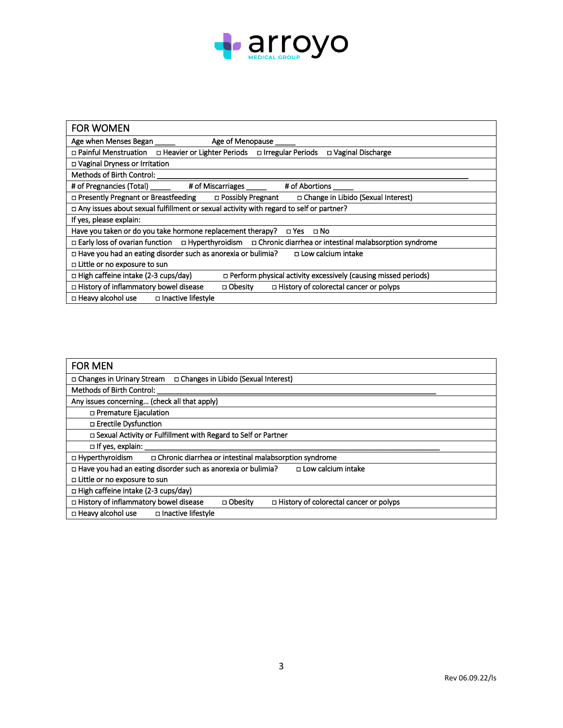# arroyo
MEDICAL GROUP

| FOR WOMEN |
|---|
| Age when Menses Began _____ Age of Menopause _____ |
| ☐ Painful Menstruation ☐ Heavier or Lighter Periods ☐ Irregular Periods ☐ Vaginal Discharge |
| ☐ Vaginal Dryness or Irritation |
| Methods of Birth Control: ___________________________________________ |
| # of Pregnancies (Total) _____ # of Miscarriages _____ # of Abortions _____ |
| ☐ Presently Pregnant or Breastfeeding ☐ Possibly Pregnant ☐ Change in Libido (Sexual Interest) |
| ☐ Any issues about sexual fulfillment or sexual activity with regard to self or partner? |
| If yes, please explain: |
| Have you taken or do you take hormone replacement therapy? ☐ Yes ☐ No |
| ☐ Early loss of ovarian function ☐ Hyperthyroidism ☐ Chronic diarrhea or intestinal malabsorption syndrome |
| ☐ Have you had an eating disorder such as anorexia or bulimia? ☐ Low calcium intake<br>☐ Little or no exposure to sun |
| ☐ High caffeine intake (2-3 cups/day) ☐ Perform physical activity excessively (causing missed periods) |
| ☐ History of inflammatory bowel disease ☐ Obesity ☐ History of colorectal cancer or polyps |
| ☐ Heavy alcohol use ☐ Inactive lifestyle |

| FOR MEN |
|---|
| ☐ Changes in Urinary Stream ☐ Changes in Libido (Sexual Interest) |
| Methods of Birth Control: ___________________________________________ |
| Any issues concerning… (check all that apply) |
| ☐ Premature Ejaculation |
| ☐ Erectile Dysfunction |
| ☐ Sexual Activity or Fulfillment with Regard to Self or Partner |
| ☐ If yes, explain: ___________________________________________ |
| ☐ Hyperthyroidism ☐ Chronic diarrhea or intestinal malabsorption syndrome |
| ☐ Have you had an eating disorder such as anorexia or bulimia? ☐ Low calcium intake<br>☐ Little or no exposure to sun |
| ☐ High caffeine intake (2-3 cups/day) |
| ☐ History of inflammatory bowel disease ☐ Obesity ☐ History of colorectal cancer or polyps |
| ☐ Heavy alcohol use ☐ Inactive lifestyle |

Rev 06.09.22/ls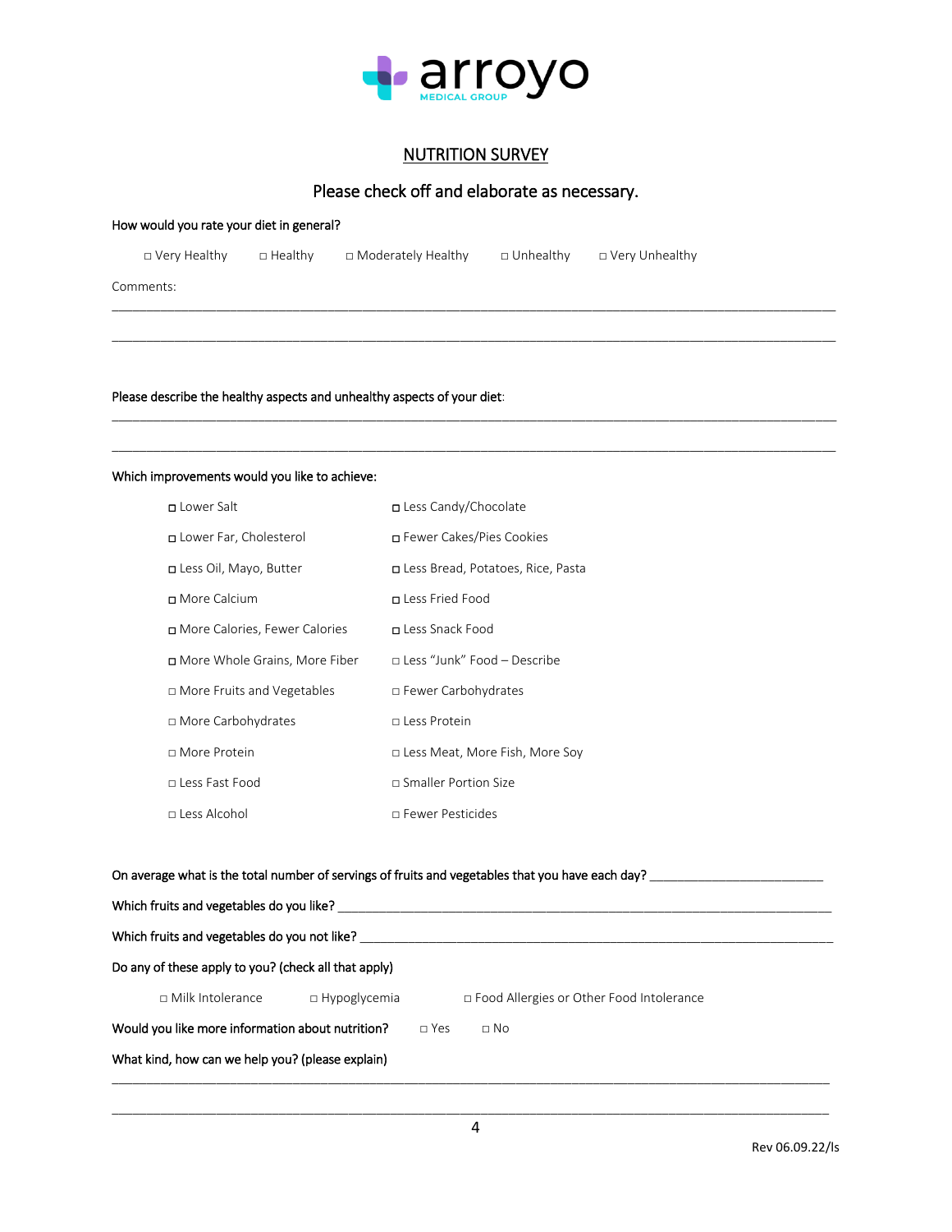arroyo
MEDICAL GROUP

# NUTRITION SURVEY

## Please check off and elaborate as necessary.

**How would you rate your diet in general?**

□ Very Healthy  □ Healthy  □ Moderately Healthy  □ Unhealthy  □ Very Unhealthy

Comments:

______________________________________________________________________________

______________________________________________________________________________

**Please describe the healthy aspects and unhealthy aspects of your diet:**

______________________________________________________________________________

______________________________________________________________________________

**Which improvements would you like to achieve:**

- □ Lower Salt
- □ Lower Far, Cholesterol
- □ Less Oil, Mayo, Butter
- □ More Calcium
- □ More Calories, Fewer Calories
- □ More Whole Grains, More Fiber
- □ More Fruits and Vegetables
- □ More Carbohydrates
- □ More Protein
- □ Less Fast Food
- □ Less Alcohol
- □ Less Candy/Chocolate
- □ Fewer Cakes/Pies Cookies
- □ Less Bread, Potatoes, Rice, Pasta
- □ Less Fried Food
- □ Less Snack Food
- □ Less "Junk" Food – Describe
- □ Fewer Carbohydrates
- □ Less Protein
- □ Less Meat, More Fish, More Soy
- □ Smaller Portion Size
- □ Fewer Pesticides

**On average what is the total number of servings of fruits and vegetables that you have each day?** ________________________

**Which fruits and vegetables do you like?** ______________________________________________________________________

**Which fruits and vegetables do you not like?** ___________________________________________________________________

**Do any of these apply to you? (check all that apply)**

□ Milk Intolerance  □ Hypoglycemia  □ Food Allergies or Other Food Intolerance

**Would you like more information about nutrition?** □ Yes  □ No

**What kind, how can we help you? (please explain)**

______________________________________________________________________________

______________________________________________________________________________

Rev 06.09.22/ls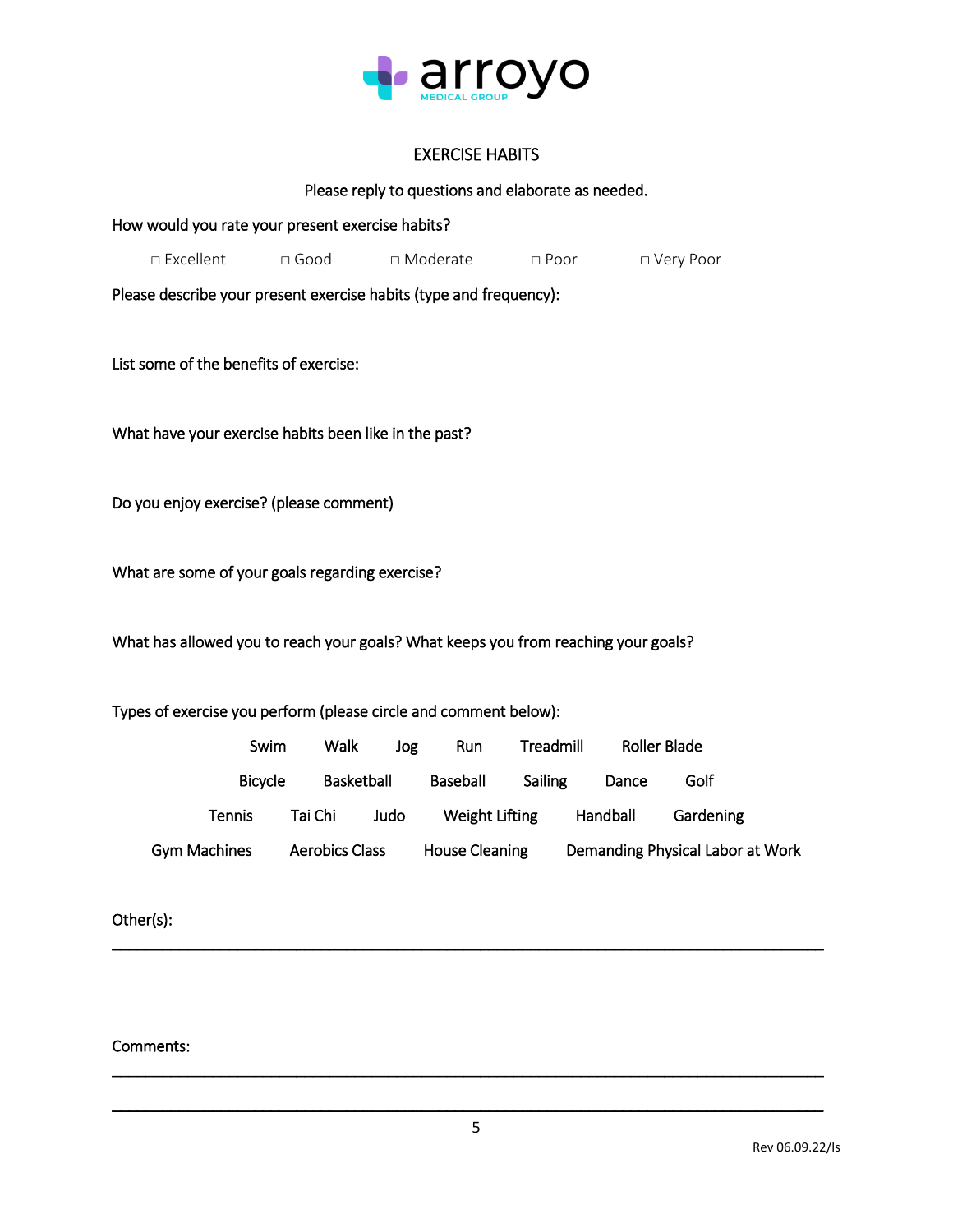arroyo
MEDICAL GROUP

## EXERCISE HABITS

Please reply to questions and elaborate as needed.

How would you rate your present exercise habits?

□ Excellent □ Good □ Moderate □ Poor □ Very Poor

Please describe your present exercise habits (type and frequency):

List some of the benefits of exercise:

What have your exercise habits been like in the past?

Do you enjoy exercise? (please comment)

What are some of your goals regarding exercise?

What has allowed you to reach your goals? What keeps you from reaching your goals?

Types of exercise you perform (please circle and comment below):

Swim Walk Jog Run Treadmill Roller Blade

Bicycle Basketball Baseball Sailing Dance Golf

Tennis Tai Chi Judo Weight Lifting Handball Gardening

Gym Machines Aerobics Class House Cleaning Demanding Physical Labor at Work

Other(s): ______________________________________________________________________________

Comments: ______________________________________________________________________________

______________________________________________________________________________

Rev 06.09.22/ls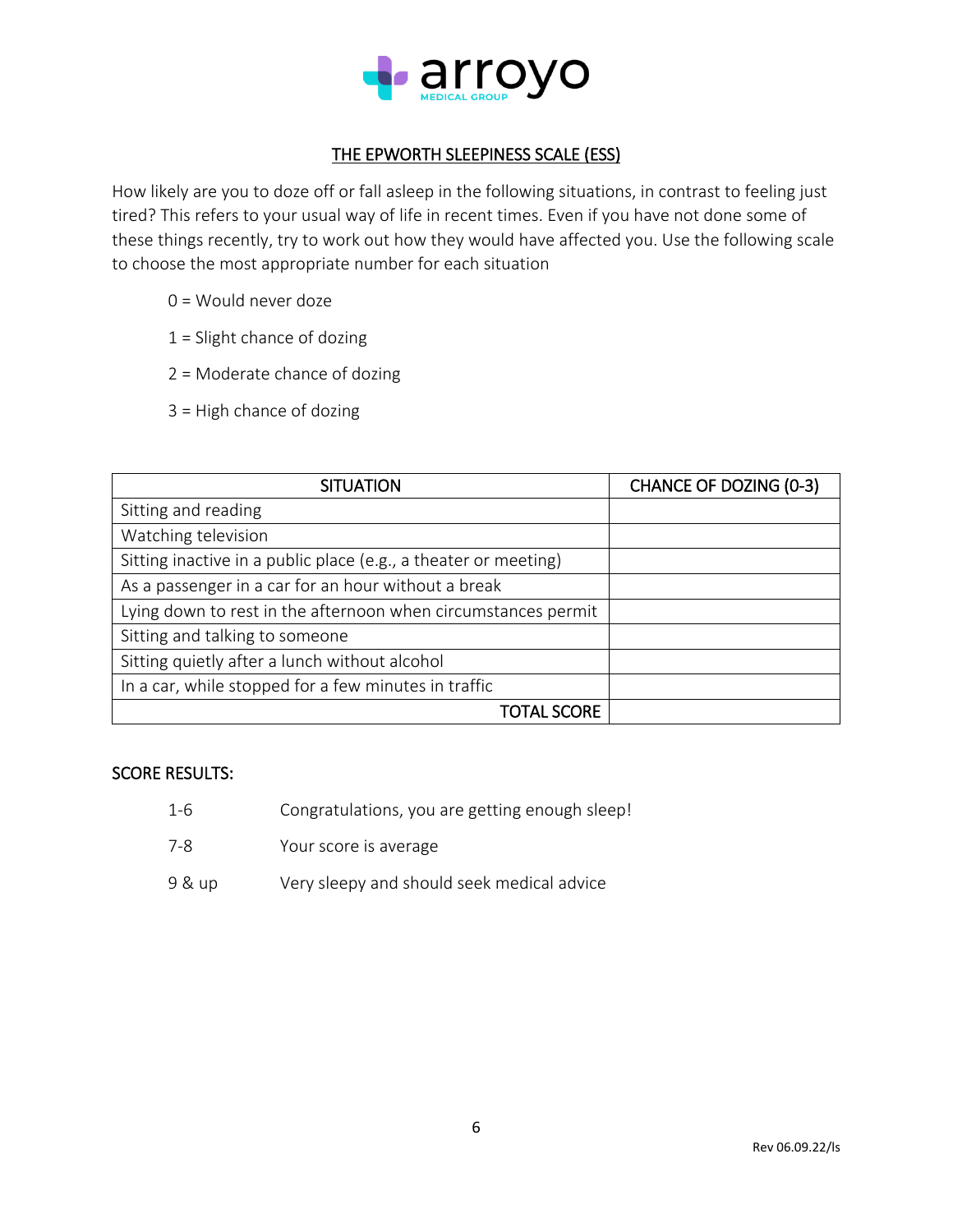arroyo
MEDICAL GROUP

## THE EPWORTH SLEEPINESS SCALE (ESS)

How likely are you to doze off or fall asleep in the following situations, in contrast to feeling just tired? This refers to your usual way of life in recent times. Even if you have not done some of these things recently, try to work out how they would have affected you. Use the following scale to choose the most appropriate number for each situation

- 0 = Would never doze
- 1 = Slight chance of dozing
- 2 = Moderate chance of dozing
- 3 = High chance of dozing

| SITUATION | CHANCE OF DOZING (0-3) |
|---|---|
| Sitting and reading | |
| Watching television | |
| Sitting inactive in a public place (e.g., a theater or meeting) | |
| As a passenger in a car for an hour without a break | |
| Lying down to rest in the afternoon when circumstances permit | |
| Sitting and talking to someone | |
| Sitting quietly after a lunch without alcohol | |
| In a car, while stopped for a few minutes in traffic | |
| TOTAL SCORE | |

SCORE RESULTS:

| | |
|---|---|
| 1-6 | Congratulations, you are getting enough sleep! |
| 7-8 | Your score is average |
| 9 & up | Very sleepy and should seek medical advice |

Rev 06.09.22/ls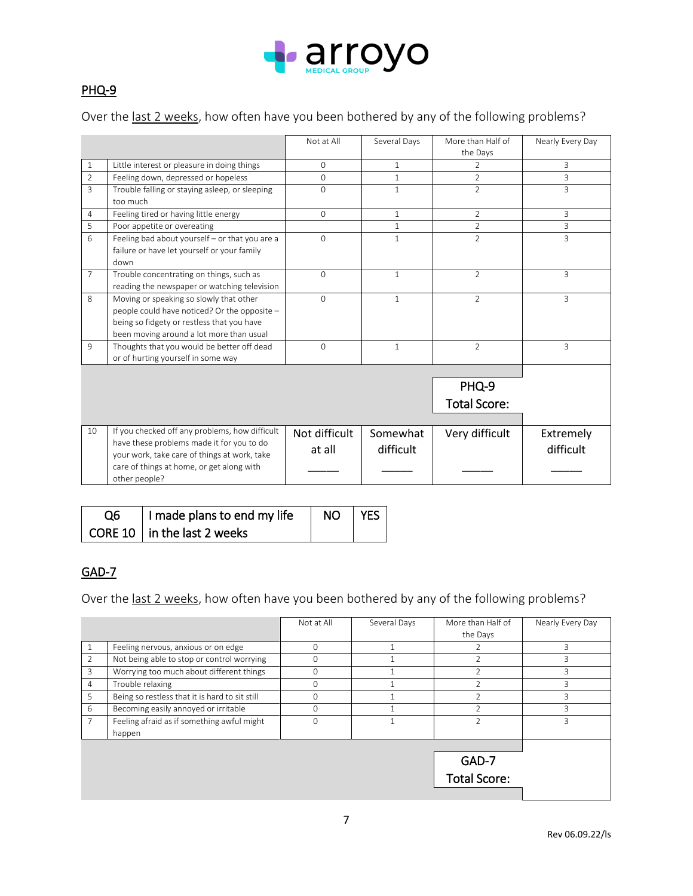arroyo
MEDICAL GROUP

## PHQ-9

Over the last 2 weeks, how often have you been bothered by any of the following problems?

| | | Not at All | Several Days | More than Half of the Days | Nearly Every Day |
|---|---|---|---|---|---|
| 1 | Little interest or pleasure in doing things | 0 | 1 | 2 | 3 |
| 2 | Feeling down, depressed or hopeless | 0 | 1 | 2 | 3 |
| 3 | Trouble falling or staying asleep, or sleeping too much | 0 | 1 | 2 | 3 |
| 4 | Feeling tired or having little energy | 0 | 1 | 2 | 3 |
| 5 | Poor appetite or overeating | | 1 | 2 | 3 |
| 6 | Feeling bad about yourself – or that you are a failure or have let yourself or your family down | 0 | 1 | 2 | 3 |
| 7 | Trouble concentrating on things, such as reading the newspaper or watching television | 0 | 1 | 2 | 3 |
| 8 | Moving or speaking so slowly that other people could have noticed? Or the opposite – being so fidgety or restless that you have been moving around a lot more than usual | 0 | 1 | 2 | 3 |
| 9 | Thoughts that you would be better off dead or of hurting yourself in some way | 0 | 1 | 2 | 3 |
| | | | | PHQ-9 Total Score: | |
| 10 | If you checked off any problems, how difficult have these problems made it for you to do your work, take care of things at work, take care of things at home, or get along with other people? | Not difficult at all _____ | Somewhat difficult _____ | Very difficult _____ | Extremely difficult _____ |

| | | | |
|---|---|---|---|
| Q6 CORE 10 | I made plans to end my life in the last 2 weeks | NO | YES |

## GAD-7

Over the last 2 weeks, how often have you been bothered by any of the following problems?

| | | Not at All | Several Days | More than Half of the Days | Nearly Every Day |
|---|---|---|---|---|---|
| 1 | Feeling nervous, anxious or on edge | 0 | 1 | 2 | 3 |
| 2 | Not being able to stop or control worrying | 0 | 1 | 2 | 3 |
| 3 | Worrying too much about different things | 0 | 1 | 2 | 3 |
| 4 | Trouble relaxing | 0 | 1 | 2 | 3 |
| 5 | Being so restless that it is hard to sit still | 0 | 1 | 2 | 3 |
| 6 | Becoming easily annoyed or irritable | 0 | 1 | 2 | 3 |
| 7 | Feeling afraid as if something awful might happen | 0 | 1 | 2 | 3 |
| | | | | GAD-7 Total Score: | |

Rev 06.09.22/ls